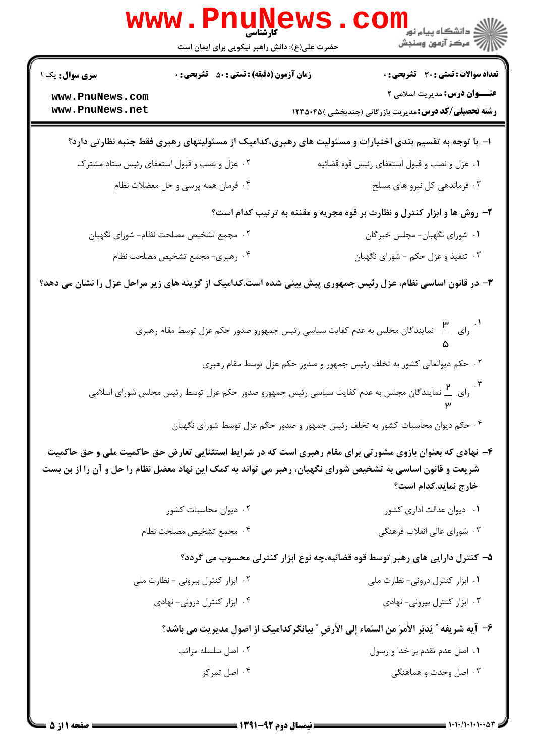**کارشناسی**

حضرت علی(ع): دانش راهبر نیکویی برای ایمان است

**سری سوال:** یک ۱

**زمان آزمون (دقیقه) : تستی : ۵۰ تشریحی : ۰**

**تعداد سوالات : تستی : ۳۰ تشریحی : ۰**

**عنـــوان درس:** مدیریت اسلامی ۲

**رشته تحصیلی/کد درس:** مدیریت بازرگانی (چندبخشی )۱۲۳۵۰۴۵

**۱-** با توجه به تقسیم بندی اختیارات و مسئولیت های رهبری،کدامیک از مسئولیتهای رهبری فقط جنبه نظارتی دارد؟

۱. عزل و نصب و قبول استعفای رئیس قوه قضائیه

۲. عزل و نصب و قبول استعفای رئیس ستاد مشترک

۳. فرماندهی کل نیرو های مسلح

۴. فرمان همه پرسی و حل معضلات نظام

**۲-** روش ها و ابزار کنترل و نظارت بر قوه مجریه و مقننه به ترتیب کدام است؟

۱. شورای نگهبان- مجلس خبرگان

۲. مجمع تشخیص مصلحت نظام- شورای نگهبان

۳. تنفیذ و عزل حکم - شورای نگهبان

۴. رهبری- مجمع تشخیص مصلحت نظام

**۳-** در قانون اساسی نظام، عزل رئیس جمهوری پیش بینی شده است.کدامیک از گزینه های زیر مراحل عزل را نشان می دهد؟

۱. رای $\frac{3}{5}$ نمایندگان مجلس به عدم کفایت سیاسی رئیس جمهورو صدور حکم عزل توسط مقام رهبری

۲. حکم دیوانعالی کشور به تخلف رئیس جمهور و صدور حکم عزل توسط مقام رهبری

۳. رای $\frac{2}{3}$ نمایندگان مجلس به عدم کفایت سیاسی رئیس جمهورو صدور حکم عزل توسط رئیس مجلس شورای اسلامی

۴. حکم دیوان محاسبات کشور به تخلف رئیس جمهور و صدور حکم عزل توسط شورای نگهبان

**۴-** نهادی که بعنوان بازوی مشورتی برای مقام رهبری است که در شرایط استثنایی تعارض حق حاکمیت ملی و حق حاکمیت شریعت و قانون اساسی به تشخیص شورای نگهبان، رهبر می تواند به کمک این نهاد معضل نظام را حل و آن را از بن بست خارج نماید.کدام است؟

۱. دیوان عدالت اداری کشور

۲. دیوان محاسبات کشور

۳. شورای عالی انقلاب فرهنگی

۴. مجمع تشخیص مصلحت نظام

**۵-** کنترل دارایی های رهبر توسط قوه قضائیه،چه نوع ابزار کنترلی محسوب می گردد؟

۱. ابزار کنترل درونی- نظارت ملی

۲. ابزار کنترل بیرونی - نظارت ملی

۳. ابزار کنترل بیرونی- نهادی

۴. ابزار کنترل درونی- نهادی

**۶-** آیه شریفه " يُدبّر الأمرَ من السّماء إلى الأرضِ " بیانگرکدامیک از اصول مدیریت می باشد؟

۱. اصل عدم تقدم بر خدا و رسول

۲. اصل سلسله مراتب

۳. اصل وحدت و هماهنگی

۴. اصل تمرکز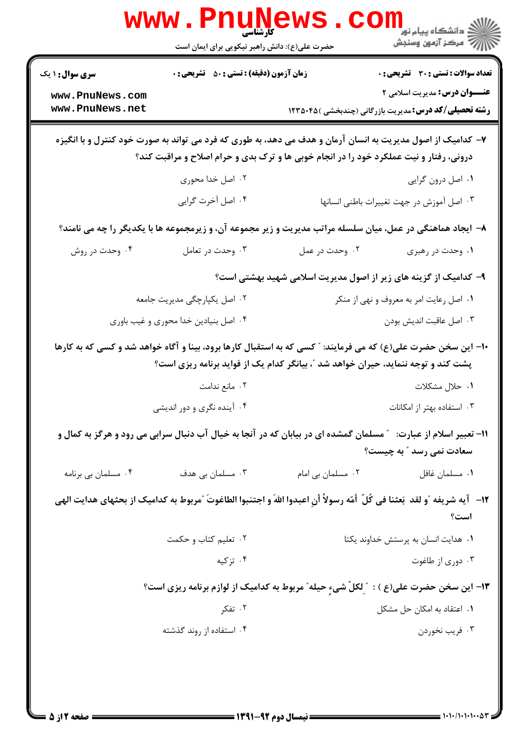۷- کدامیک از اصول مدیریت به انسان آرمان و هدف می دهد، به طوری که فرد می تواند به صورت خود کنترل و با انگیزه درونی، رفتار و نیت عملکرد خود را در انجام خوبی ها و ترک بدی و حرام اصلاح و مراقبت کند؟

۱. اصل درون گرایی
۲. اصل خدا محوری
۳. اصل آموزش در جهت تغییرات باطنی انسانها
۴. اصل آخرت گرایی

۸- ایجاد هماهنگی در عمل، میان سلسله مراتب مدیریت و زیر مجموعه آن، و زیرمجموعه ها با یکدیگر را چه می نامند؟

۱. وحدت در رهبری
۲. وحدت در عمل
۳. وحدت در تعامل
۴. وحدت در روش

۹- کدامیک از گزینه های زیر از اصول مدیریت اسلامی شهید بهشتی است؟

۱. اصل رعایت امر به معروف و نهی از منکر
۲. اصل یکپارچگی مدیریت جامعه
۳. اصل عاقبت اندیش بودن
۴. اصل بنیادین خدا محوری و غیب باوری

۱۰- این سخن حضرت علی(ع) که می فرمایند: " کسی که به استقبال کارها برود، بینا و آگاه خواهد شد و کسی که به کارها پشت کند و توجه ننماید، حیران خواهد شد "، بیانگر کدام یک از فواید برنامه ریزی است؟

۱. حلال مشکلات
۲. مانع ندامت
۳. استفاده بهتر از امکانات
۴. آینده نگری و دور اندیشی

۱۱- تعبیر اسلام از عبارت: " مسلمان گمشده ای در بیابان که در آنجا به خیال آب دنبال سرابی می رود و هرگز به کمال و سعادت نمی رسد " به چیست؟

۱. مسلمان غافل
۲. مسلمان بی امام
۳. مسلمان بی هدف
۴. مسلمان بی برنامه

۱۲- آیه شریفه "و لقد بَعثنا فی کُلّ أمّه رسولاً أنِ اعبدوا اللهَ و اجتنبوا الطاغوتَ "مربوط به کدامیک از بحثهای هدایت الهی است؟

۱. هدایت انسان به پرستش خداوند یکتا
۲. تعلیم کتاب و حکمت
۳. دوری از طاغوت
۴. تزکیه

۱۳- این سخن حضرت علی(ع) : "لِکلّ شیءٍ حیله" مربوط به کدامیک از لوازم برنامه ریزی است؟

۱. اعتقاد به امکان حل مشکل
۲. تفکر
۳. فریب نخوردن
۴. استفاده از روند گذشته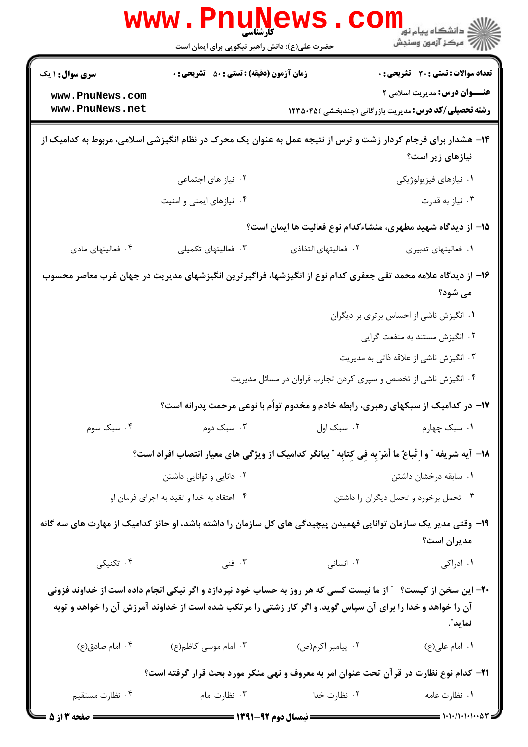۱۴- هشدار برای فرجام کردار زشت و ترس از نتیجه عمل به عنوان یک محرک در نظام انگیزشی اسلامی، مربوط به کدامیک از نیازهای زیر است؟

۱. نیازهای فیزیولوژیکی
۲. نیاز های اجتماعی
۳. نیاز به قدرت
۴. نیازهای ایمنی و امنیت

۱۵- از دیدگاه شهید مطهری، منشاءکدام نوع فعالیت ها ایمان است؟

۱. فعالیتهای تدبیری
۲. فعالیتهای التذاذی
۳. فعالیتهای تکمیلی
۴. فعالیتهای مادی

۱۶- از دیدگاه علامه محمد تقی جعفری کدام نوع از انگیزشها، فراگیرترین انگیزشهای مدیریت در جهان غرب معاصر محسوب می شود؟

۱. انگیزش ناشی از احساس برتری بر دیگران
۲. انگیزش مستند به منفعت گرایی
۳. انگیزش ناشی از علاقه ذاتی به مدیریت
۴. انگیزش ناشی از تخصص و سپری کردن تجارب فراوان در مسائل مدیریت

۱۷- در کدامیک از سبکهای رهبری، رابطه خادم و مخدوم توأم با نوعی مرحمت پدرانه است؟

۱. سبک چهارم
۲. سبک اول
۳. سبک دوم
۴. سبک سوم

۱۸- آیه شریفه " و اِتّبَاعُ ما أمَرَ بِه فِی کِتابِه " بیانگر کدامیک از ویژگی های معیار انتصاب افراد است؟

۱. سابقه درخشان داشتن
۲. دانایی و توانایی داشتن
۳. تحمل برخورد و تحمل دیگران را داشتن
۴. اعتقاد به خدا و تقید به اجرای فرمان او

۱۹- وقتی مدیر یک سازمان توانایی فهمیدن پیچیدگی های کل سازمان را داشته باشد، او حائز کدامیک از مهارت های سه گانه مدیران است؟

۱. ادراکی
۲. انسانی
۳. فنی
۴. تکنیکی

۲۰- این سخن از کیست؟ " از ما نیست کسی که هر روز به حساب خود نپردازد و اگر نیکی انجام داده است از خداوند فزونی آن را خواهد و خدا را برای آن سپاس گوید. و اگر کار زشتی را مرتکب شده است از خداوند آمرزش آن را خواهد و توبه نماید."

۱. امام علی(ع)
۲. پیامبر اکرم(ص)
۳. امام موسی کاظم(ع)
۴. امام صادق(ع)

۲۱- کدام نوع نظارت در قرآن تحت عنوان امر به معروف و نهی منکر مورد بحث قرار گرفته است؟

۱. نظارت عامه
۲. نظارت خدا
۳. نظارت امام
۴. نظارت مستقیم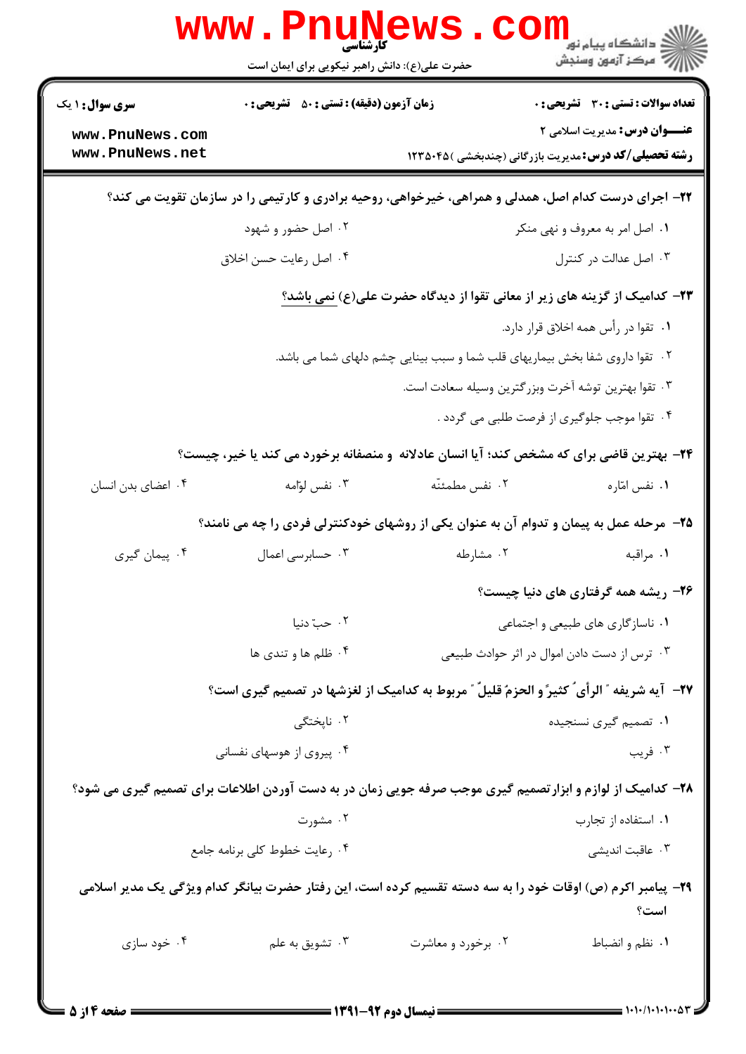کارشناسی

حضرت علی(ع): دانش راهبر نیکویی برای ایمان است

| سری سوال: ۱ یک | زمان آزمون (دقیقه) : تستی : ۵۰ تشریحی : ۰ | تعداد سوالات : تستی : ۳۰ تشریحی : ۰ |
|---|---|---|
| | | **عنـــوان درس:** مدیریت اسلامی ۲ |
| | | **رشته تحصیلی/کد درس:** مدیریت بازرگانی (چندبخشی )۱۲۳۵۰۴۵ |

**۲۲- اجرای درست کدام اصل، همدلی و همراهی، خیرخواهی، روحیه برادری و کارتیمی را در سازمان تقویت می کند؟**

۱. اصل امر به معروف و نهی منکر
۲. اصل حضور و شهود
۳. اصل عدالت در کنترل
۴. اصل رعایت حسن اخلاق

**۲۳- کدامیک از گزینه های زیر از معانی تقوا از دیدگاه حضرت علی(ع) نمی باشد؟**

۱. تقوا در رأس همه اخلاق قرار دارد.
۲. تقوا داروی شفا بخش بیماریهای قلب شما و سبب بینایی چشم دلهای شما می باشد.
۳. تقوا بهترین توشه آخرت وبزرگترین وسیله سعادت است.
۴. تقوا موجب جلوگیری از فرصت طلبی می گردد .

**۲۴- بهترین قاضی برای که مشخص کند؛ آیا انسان عادلانه و منصفانه برخورد می کند یا خیر، چیست؟**

۱. نفس امّاره
۲. نفس مطمئنّه
۳. نفس لوّامه
۴. اعضای بدن انسان

**۲۵- مرحله عمل به پیمان و تداوم آن به عنوان یکی از روشهای خودکنترلی فردی را چه می نامند؟**

۱. مراقبه
۲. مشارطه
۳. حسابرسی اعمال
۴. پیمان گیری

**۲۶- ریشه همه گرفتاری های دنیا چیست؟**

۱. ناسازگاری های طبیعی و اجتماعی
۲. حبّ دنیا
۳. ترس از دست دادن اموال در اثر حوادث طبیعی
۴. ظلم ها و تندی ها

**۲۷- آیه شریفه " الرأیُ کثیرٌ و الحزمُ قلیلٌ " مربوط به کدامیک از لغزشها در تصمیم گیری است؟**

۱. تصمیم گیری نسنجیده
۲. ناپختگی
۳. فریب
۴. پیروی از هوسهای نفسانی

**۲۸- کدامیک از لوازم و ابزارتصمیم گیری موجب صرفه جویی زمان در به دست آوردن اطلاعات برای تصمیم گیری می شود؟**

۱. استفاده از تجارب
۲. مشورت
۳. عاقبت اندیشی
۴. رعایت خطوط کلی برنامه جامع

**۲۹- پیامبر اکرم (ص) اوقات خود را به سه دسته تقسیم کرده است، این رفتار حضرت بیانگر کدام ویژگی یک مدیر اسلامی است؟**

۱. نظم و انضباط
۲. برخورد و معاشرت
۳. تشویق به علم
۴. خود سازی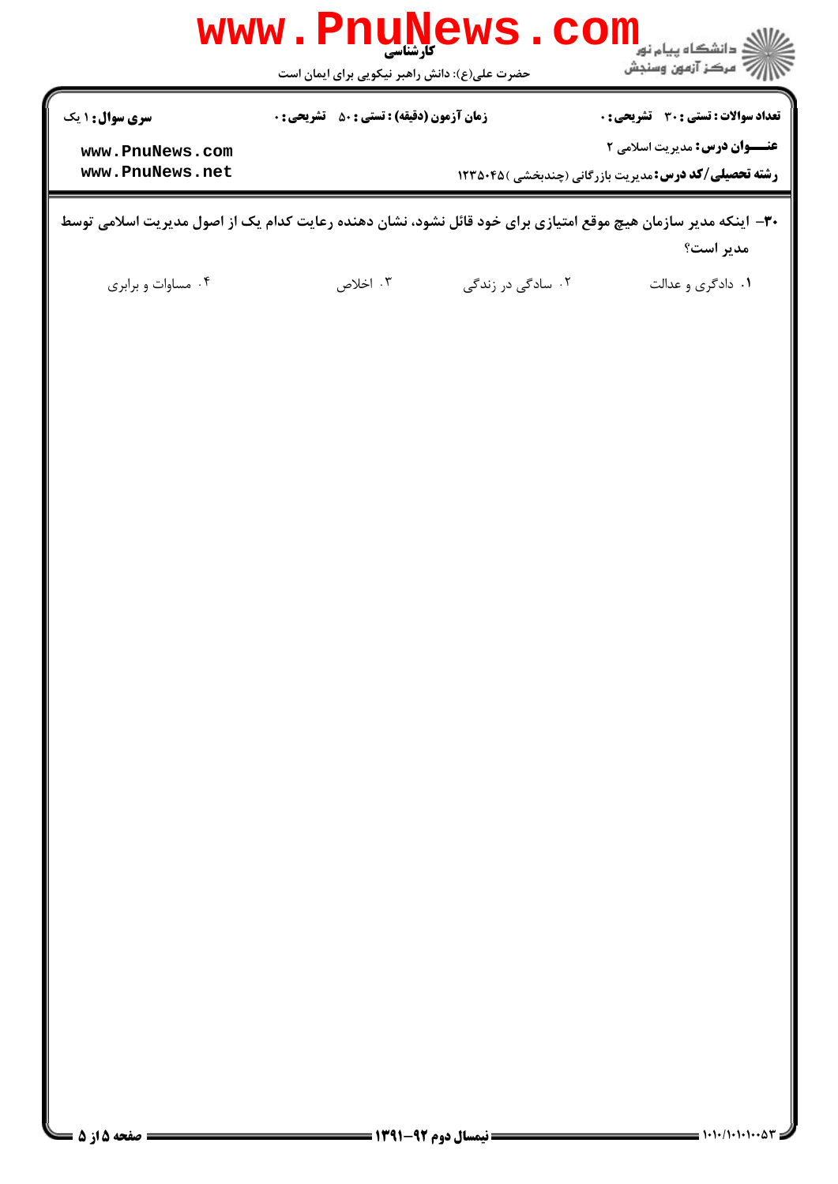۳۰- اینکه مدیر سازمان هیچ موقع امتیازی برای خود قائل نشود، نشان دهنده رعایت کدام یک از اصول مدیریت اسلامی توسط مدیر است؟

۱. دادگری و عدالت

۲. سادگی در زندگی

۳. اخلاص

۴. مساوات و برابری